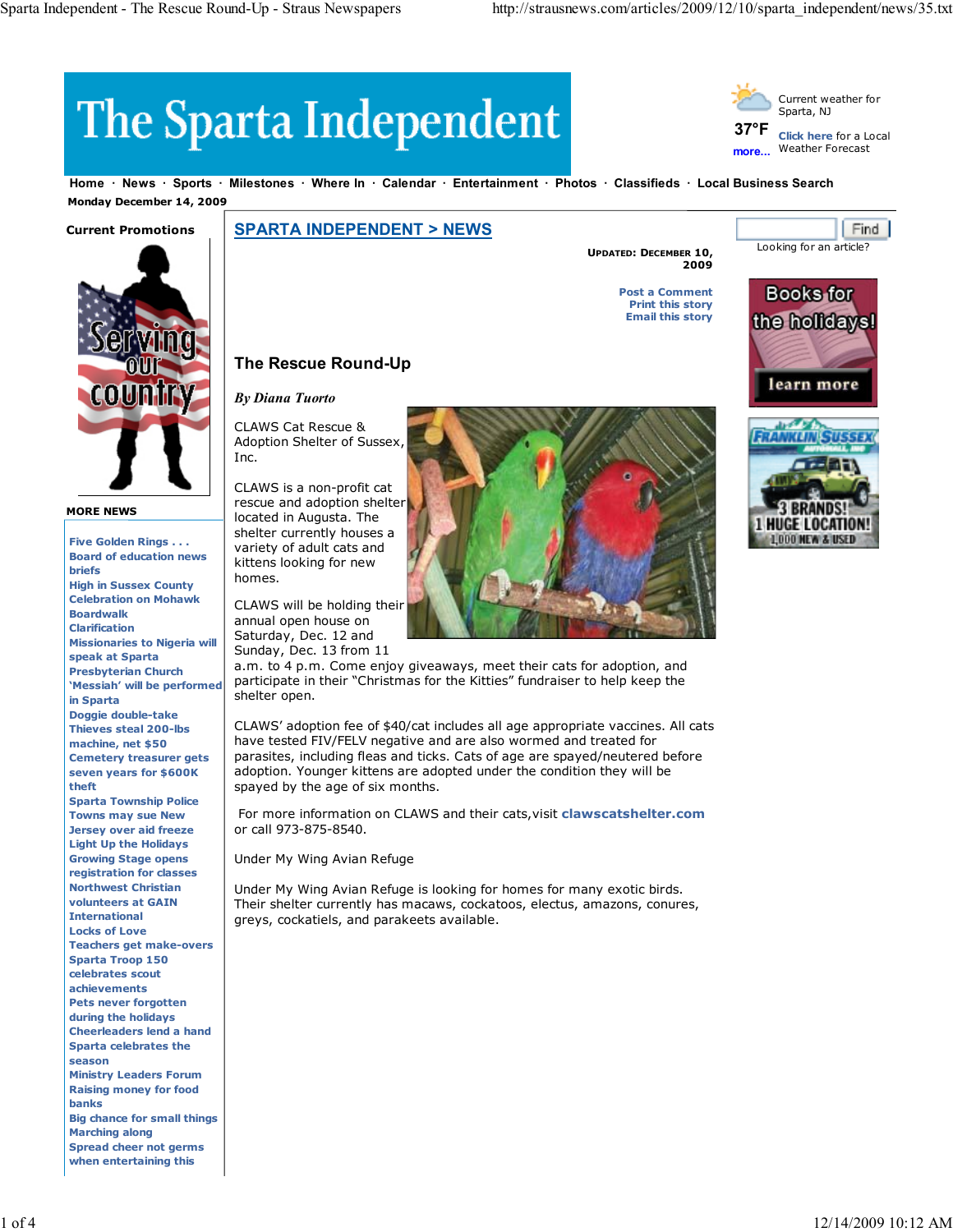# The Sparta Independent

Current weather for Sparta, NJ

37°F

more...

Click here for a Local Weather Forecast

Home · News · Sports · Milestones · Where In · Calendar · Entertainment · Photos · Classifieds · Local Business Search

Monday December 14, 2009

## SPARTA INDEPENDENT > NEWS

**UPDATED: DECEMBER 10, 2009**

Post a Comment
Print this story
Email this story

Looking for an article?

## The Rescue Round-Up

*By Diana Tuorto*

CLAWS Cat Rescue & Adoption Shelter of Sussex, Inc.

CLAWS is a non-profit cat rescue and adoption shelter located in Augusta. The shelter currently houses a variety of adult cats and kittens looking for new homes.

CLAWS will be holding their annual open house on Saturday, Dec. 12 and Sunday, Dec. 13 from 11 a.m. to 4 p.m. Come enjoy giveaways, meet their cats for adoption, and participate in their "Christmas for the Kitties" fundraiser to help keep the shelter open.

CLAWS' adoption fee of $40/cat includes all age appropriate vaccines. All cats have tested FIV/FELV negative and are also wormed and treated for parasites, including fleas and ticks. Cats of age are spayed/neutered before adoption. Younger kittens are adopted under the condition they will be spayed by the age of six months.

For more information on CLAWS and their cats,visit **clawscatshelter.com** or call 973-875-8540.

Under My Wing Avian Refuge

Under My Wing Avian Refuge is looking for homes for many exotic birds. Their shelter currently has macaws, cockatoos, electus, amazons, conures, greys, cockatiels, and parakeets available.

**Current Promotions**

**MORE NEWS**

- Five Golden Rings . . .
- Board of education news briefs
- High in Sussex County
- Celebration on Mohawk Boardwalk
- Clarification
- Missionaries to Nigeria will speak at Sparta Presbyterian Church
- 'Messiah' will be performed in Sparta
- Doggie double-take
- Thieves steal 200-lbs machine, net $50
- Cemetery treasurer gets seven years for $600K theft
- Sparta Township Police
- Towns may sue New Jersey over aid freeze
- Light Up the Holidays
- Growing Stage opens registration for classes
- Northwest Christian volunteers at GAIN International
- Locks of Love
- Teachers get make-overs
- Sparta Troop 150 celebrates scout achievements
- Pets never forgotten during the holidays
- Cheerleaders lend a hand
- Sparta celebrates the season
- Ministry Leaders Forum
- Raising money for food banks
- Big chance for small things
- Marching along
- Spread cheer not germs when entertaining this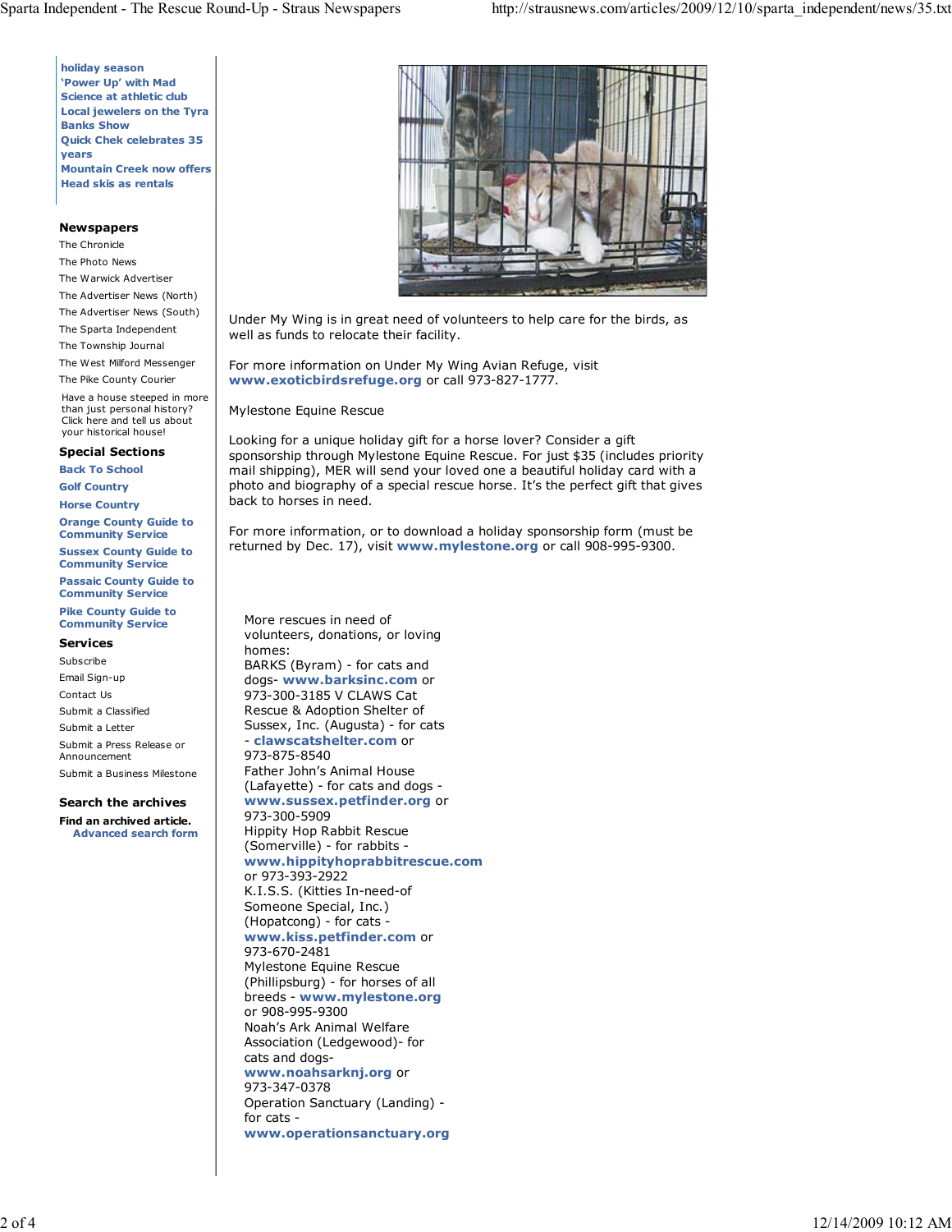holiday season
'Power Up' with Mad Science at athletic club
Local jewelers on the Tyra Banks Show
Quick Chek celebrates 35 years
Mountain Creek now offers Head skis as rentals

## Newspapers

The Chronicle
The Photo News
The Warwick Advertiser
The Advertiser News (North)
The Advertiser News (South)
The Sparta Independent
The Township Journal
The West Milford Messenger
The Pike County Courier

Have a house steeped in more than just personal history? Click here and tell us about your historical house!

## Special Sections

Back To School
Golf Country
Horse Country
Orange County Guide to Community Service
Sussex County Guide to Community Service
Passaic County Guide to Community Service
Pike County Guide to Community Service

## Services

Subscribe
Email Sign-up
Contact Us
Submit a Classified
Submit a Letter
Submit a Press Release or Announcement
Submit a Business Milestone

## Search the archives

**Find an archived article.**
Advanced search form

Under My Wing is in great need of volunteers to help care for the birds, as well as funds to relocate their facility.

For more information on Under My Wing Avian Refuge, visit **www.exoticbirdsrefuge.org** or call 973-827-1777.

Mylestone Equine Rescue

Looking for a unique holiday gift for a horse lover? Consider a gift sponsorship through Mylestone Equine Rescue. For just $35 (includes priority mail shipping), MER will send your loved one a beautiful holiday card with a photo and biography of a special rescue horse. It's the perfect gift that gives back to horses in need.

For more information, or to download a holiday sponsorship form (must be returned by Dec. 17), visit **www.mylestone.org** or call 908-995-9300.

More rescues in need of volunteers, donations, or loving homes:
BARKS (Byram) - for cats and dogs- **www.barksinc.com** or 973-300-3185 V CLAWS Cat Rescue & Adoption Shelter of Sussex, Inc. (Augusta) - for cats - **clawscatshelter.com** or 973-875-8540
Father John's Animal House (Lafayette) - for cats and dogs - **www.sussex.petfinder.org** or 973-300-5909
Hippity Hop Rabbit Rescue (Somerville) - for rabbits - **www.hippityhoprabbitrescue.com** or 973-393-2922
K.I.S.S. (Kitties In-need-of Someone Special, Inc.) (Hopatcong) - for cats - **www.kiss.petfinder.com** or 973-670-2481
Mylestone Equine Rescue (Phillipsburg) - for horses of all breeds - **www.mylestone.org** or 908-995-9300
Noah's Ark Animal Welfare Association (Ledgewood)- for cats and dogs- **www.noahsarknj.org** or 973-347-0378
Operation Sanctuary (Landing) - for cats - **www.operationsanctuary.org**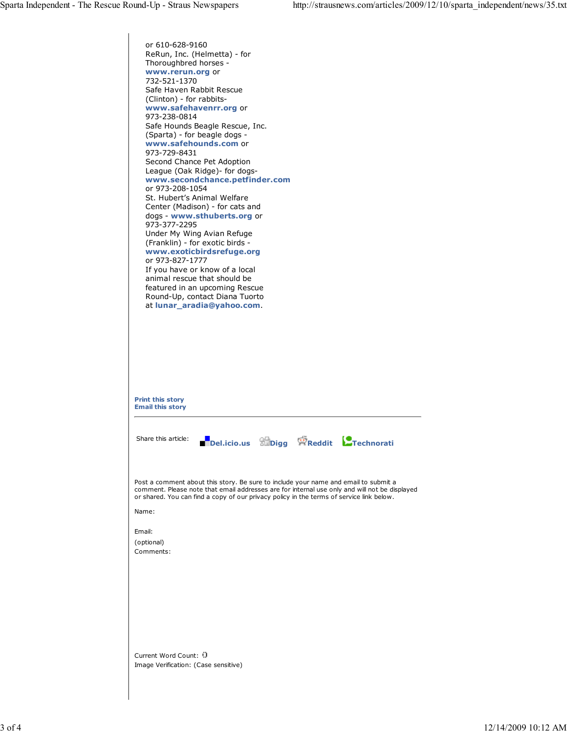or 610-628-9160
ReRun, Inc. (Helmetta) - for Thoroughbred horses - **www.rerun.org** or 732-521-1370
Safe Haven Rabbit Rescue (Clinton) - for rabbits- **www.safehavenrr.org** or 973-238-0814
Safe Hounds Beagle Rescue, Inc. (Sparta) - for beagle dogs - **www.safehounds.com** or 973-729-8431
Second Chance Pet Adoption League (Oak Ridge)- for dogs- **www.secondchance.petfinder.com** or 973-208-1054
St. Hubert's Animal Welfare Center (Madison) - for cats and dogs - **www.sthuberts.org** or 973-377-2295
Under My Wing Avian Refuge (Franklin) - for exotic birds - **www.exoticbirdsrefuge.org** or 973-827-1777
If you have or know of a local animal rescue that should be featured in an upcoming Rescue Round-Up, contact Diana Tuorto at **lunar_aradia@yahoo.com**.

**Print this story**
**Email this story**

---

Share this article: **Del.icio.us** **Digg** **Reddit** **Technorati**

Post a comment about this story. Be sure to include your name and email to submit a comment. Please note that email addresses are for internal use only and will not be displayed or shared. You can find a copy of our privacy policy in the terms of service link below.

Name:

Email:

(optional)

Comments:

Current Word Count: 0

Image Verification: (Case sensitive)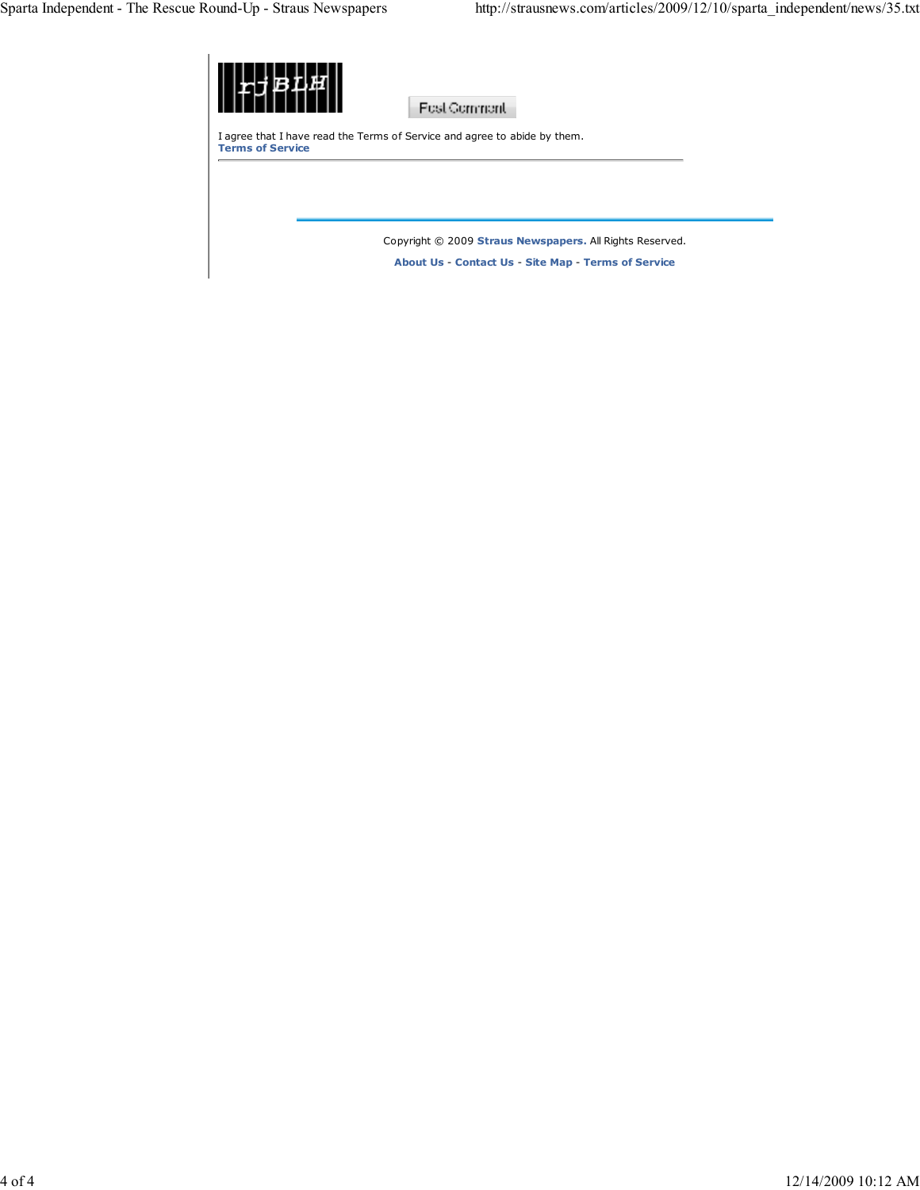Post Comment

I agree that I have read the Terms of Service and agree to abide by them.
**Terms of Service**

---

Copyright © 2009 **Straus Newspapers.** All Rights Reserved.

**About Us** - **Contact Us** - **Site Map** - **Terms of Service**